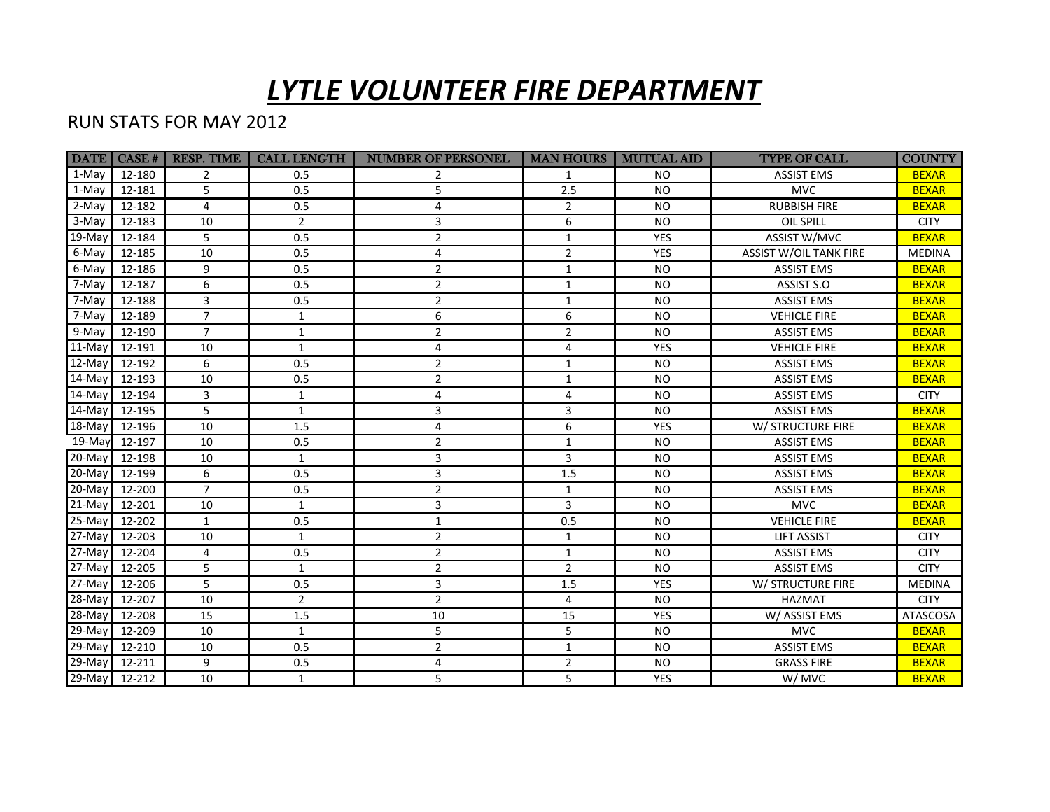# *LYTLE VOLUNTEER FIRE DEPARTMENT*

RUN STATS FOR MAY 2012

| DATE | CASE # | RESP. TIME | CALL LENGTH | NUMBER OF PERSONEL | MAN HOURS | MUTUAL AID | TYPE OF CALL | COUNTY |
|---|---|---|---|---|---|---|---|---|
| 1-May | 12-180 | 2 | 0.5 | 2 | 1 | NO | ASSIST EMS | BEXAR |
| 1-May | 12-181 | 5 | 0.5 | 5 | 2.5 | NO | MVC | BEXAR |
| 2-May | 12-182 | 4 | 0.5 | 4 | 2 | NO | RUBBISH FIRE | BEXAR |
| 3-May | 12-183 | 10 | 2 | 3 | 6 | NO | OIL SPILL | CITY |
| 19-May | 12-184 | 5 | 0.5 | 2 | 1 | YES | ASSIST W/MVC | BEXAR |
| 6-May | 12-185 | 10 | 0.5 | 4 | 2 | YES | ASSIST W/OIL TANK FIRE | MEDINA |
| 6-May | 12-186 | 9 | 0.5 | 2 | 1 | NO | ASSIST EMS | BEXAR |
| 7-May | 12-187 | 6 | 0.5 | 2 | 1 | NO | ASSIST S.O | BEXAR |
| 7-May | 12-188 | 3 | 0.5 | 2 | 1 | NO | ASSIST EMS | BEXAR |
| 7-May | 12-189 | 7 | 1 | 6 | 6 | NO | VEHICLE FIRE | BEXAR |
| 9-May | 12-190 | 7 | 1 | 2 | 2 | NO | ASSIST EMS | BEXAR |
| 11-May | 12-191 | 10 | 1 | 4 | 4 | YES | VEHICLE FIRE | BEXAR |
| 12-May | 12-192 | 6 | 0.5 | 2 | 1 | NO | ASSIST EMS | BEXAR |
| 14-May | 12-193 | 10 | 0.5 | 2 | 1 | NO | ASSIST EMS | BEXAR |
| 14-May | 12-194 | 3 | 1 | 4 | 4 | NO | ASSIST EMS | CITY |
| 14-May | 12-195 | 5 | 1 | 3 | 3 | NO | ASSIST EMS | BEXAR |
| 18-May | 12-196 | 10 | 1.5 | 4 | 6 | YES | W/ STRUCTURE FIRE | BEXAR |
| 19-May | 12-197 | 10 | 0.5 | 2 | 1 | NO | ASSIST EMS | BEXAR |
| 20-May | 12-198 | 10 | 1 | 3 | 3 | NO | ASSIST EMS | BEXAR |
| 20-May | 12-199 | 6 | 0.5 | 3 | 1.5 | NO | ASSIST EMS | BEXAR |
| 20-May | 12-200 | 7 | 0.5 | 2 | 1 | NO | ASSIST EMS | BEXAR |
| 21-May | 12-201 | 10 | 1 | 3 | 3 | NO | MVC | BEXAR |
| 25-May | 12-202 | 1 | 0.5 | 1 | 0.5 | NO | VEHICLE FIRE | BEXAR |
| 27-May | 12-203 | 10 | 1 | 2 | 1 | NO | LIFT ASSIST | CITY |
| 27-May | 12-204 | 4 | 0.5 | 2 | 1 | NO | ASSIST EMS | CITY |
| 27-May | 12-205 | 5 | 1 | 2 | 2 | NO | ASSIST EMS | CITY |
| 27-May | 12-206 | 5 | 0.5 | 3 | 1.5 | YES | W/ STRUCTURE FIRE | MEDINA |
| 28-May | 12-207 | 10 | 2 | 2 | 4 | NO | HAZMAT | CITY |
| 28-May | 12-208 | 15 | 1.5 | 10 | 15 | YES | W/ ASSIST EMS | ATASCOSA |
| 29-May | 12-209 | 10 | 1 | 5 | 5 | NO | MVC | BEXAR |
| 29-May | 12-210 | 10 | 0.5 | 2 | 1 | NO | ASSIST EMS | BEXAR |
| 29-May | 12-211 | 9 | 0.5 | 4 | 2 | NO | GRASS FIRE | BEXAR |
| 29-May | 12-212 | 10 | 1 | 5 | 5 | YES | W/ MVC | BEXAR |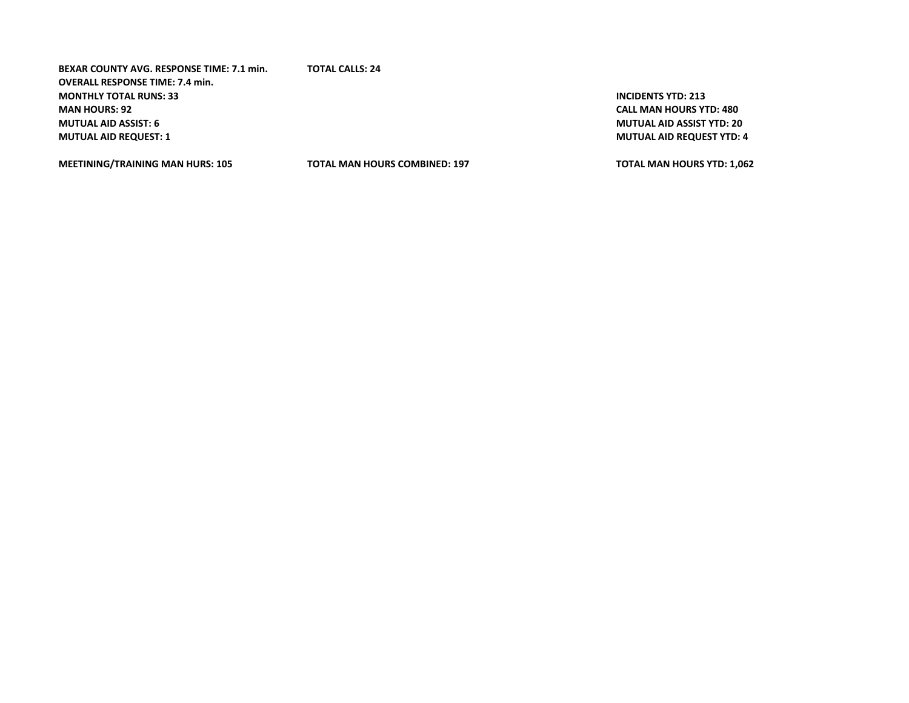**BEXAR COUNTY AVG. RESPONSE TIME: 7.1 min.**

**TOTAL CALLS: 24**

**OVERALL RESPONSE TIME: 7.4 min.**

**MONTHLY TOTAL RUNS: 33**

**MAN HOURS: 92**

**MUTUAL AID ASSIST: 6**

**MUTUAL AID REQUEST: 1**

**INCIDENTS YTD: 213**

**CALL MAN HOURS YTD: 480**

**MUTUAL AID ASSIST YTD: 20**

**MUTUAL AID REQUEST YTD: 4**

**MEETINING/TRAINING MAN HURS: 105**

**TOTAL MAN HOURS COMBINED: 197**

**TOTAL MAN HOURS YTD: 1,062**